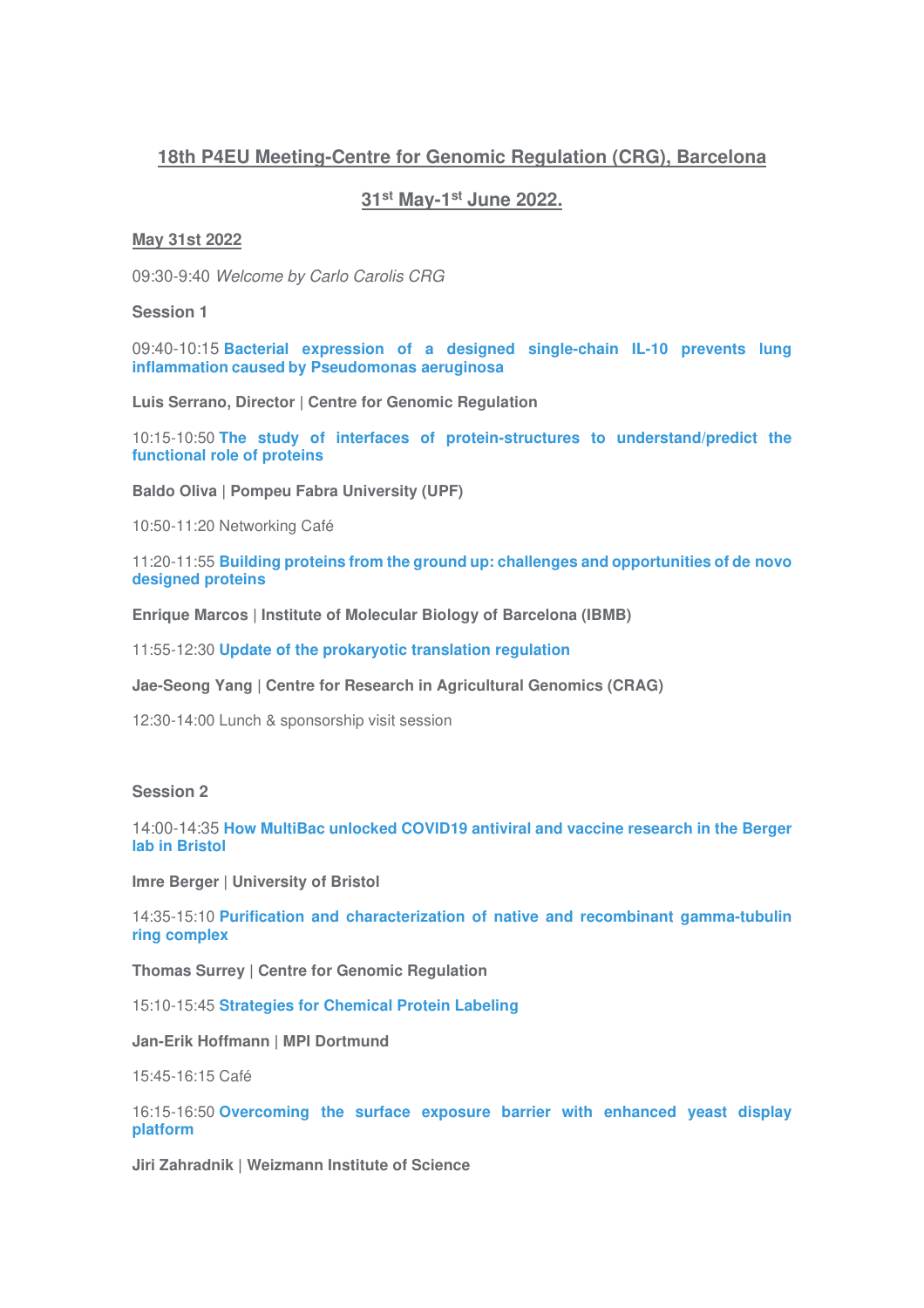# 18th P4EU Meeting-Centre for Genomic Regulation (CRG), Barcelona

## 31st May-1st June 2022.

### May 31st 2022

09:30-9:40 *Welcome by Carlo Carolis CRG*

**Session 1**

09:40-10:15 **Bacterial expression of a designed single-chain IL-10 prevents lung inflammation caused by Pseudomonas aeruginosa**

**Luis Serrano, Director | Centre for Genomic Regulation**

10:15-10:50 **The study of interfaces of protein-structures to understand/predict the functional role of proteins**

**Baldo Oliva | Pompeu Fabra University (UPF)**

10:50-11:20 Networking Café

11:20-11:55 **Building proteins from the ground up: challenges and opportunities of de novo designed proteins**

**Enrique Marcos | Institute of Molecular Biology of Barcelona (IBMB)**

11:55-12:30 **Update of the prokaryotic translation regulation**

**Jae-Seong Yang | Centre for Research in Agricultural Genomics (CRAG)**

12:30-14:00 Lunch & sponsorship visit session

**Session 2**

14:00-14:35 **How MultiBac unlocked COVID19 antiviral and vaccine research in the Berger lab in Bristol**

**Imre Berger | University of Bristol**

14:35-15:10 **Purification and characterization of native and recombinant gamma-tubulin ring complex**

**Thomas Surrey | Centre for Genomic Regulation**

15:10-15:45 **Strategies for Chemical Protein Labeling**

**Jan-Erik Hoffmann | MPI Dortmund**

15:45-16:15 Café

16:15-16:50 **Overcoming the surface exposure barrier with enhanced yeast display platform**

**Jiri Zahradnik | Weizmann Institute of Science**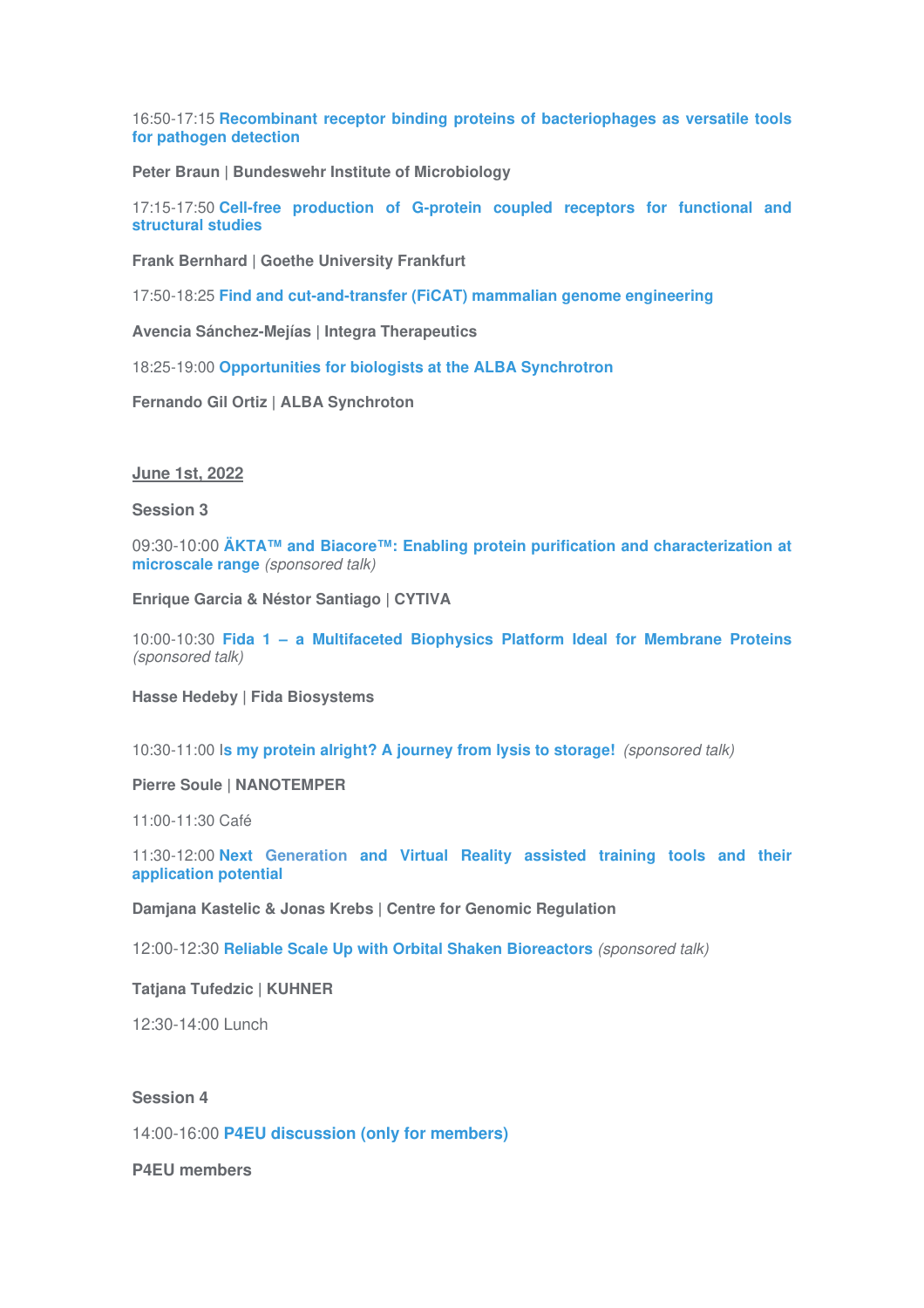16:50-17:15 **Recombinant receptor binding proteins of bacteriophages as versatile tools for pathogen detection**

**Peter Braun | Bundeswehr Institute of Microbiology**

17:15-17:50 **Cell-free production of G-protein coupled receptors for functional and structural studies**

**Frank Bernhard | Goethe University Frankfurt**

17:50-18:25 **Find and cut-and-transfer (FiCAT) mammalian genome engineering**

**Avencia Sánchez-Mejías | Integra Therapeutics**

18:25-19:00 **Opportunities for biologists at the ALBA Synchrotron**

**Fernando Gil Ortiz | ALBA Synchroton**

## June 1st, 2022

### Session 3

09:30-10:00 **ÄKTA™ and Biacore™: Enabling protein purification and characterization at microscale range** *(sponsored talk)*

**Enrique Garcia & Néstor Santiago | CYTIVA**

10:00-10:30 **Fida 1 – a Multifaceted Biophysics Platform Ideal for Membrane Proteins** *(sponsored talk)*

**Hasse Hedeby | Fida Biosystems**

10:30-11:00 I**s my protein alright? A journey from lysis to storage!** *(sponsored talk)*

**Pierre Soule | NANOTEMPER**

11:00-11:30 Café

11:30-12:00 **Next Generation and Virtual Reality assisted training tools and their application potential**

**Damjana Kastelic & Jonas Krebs | Centre for Genomic Regulation**

12:00-12:30 **Reliable Scale Up with Orbital Shaken Bioreactors** *(sponsored talk)*

**Tatjana Tufedzic | KUHNER**

12:30-14:00 Lunch

### Session 4

14:00-16:00 **P4EU discussion (only for members)**

**P4EU members**